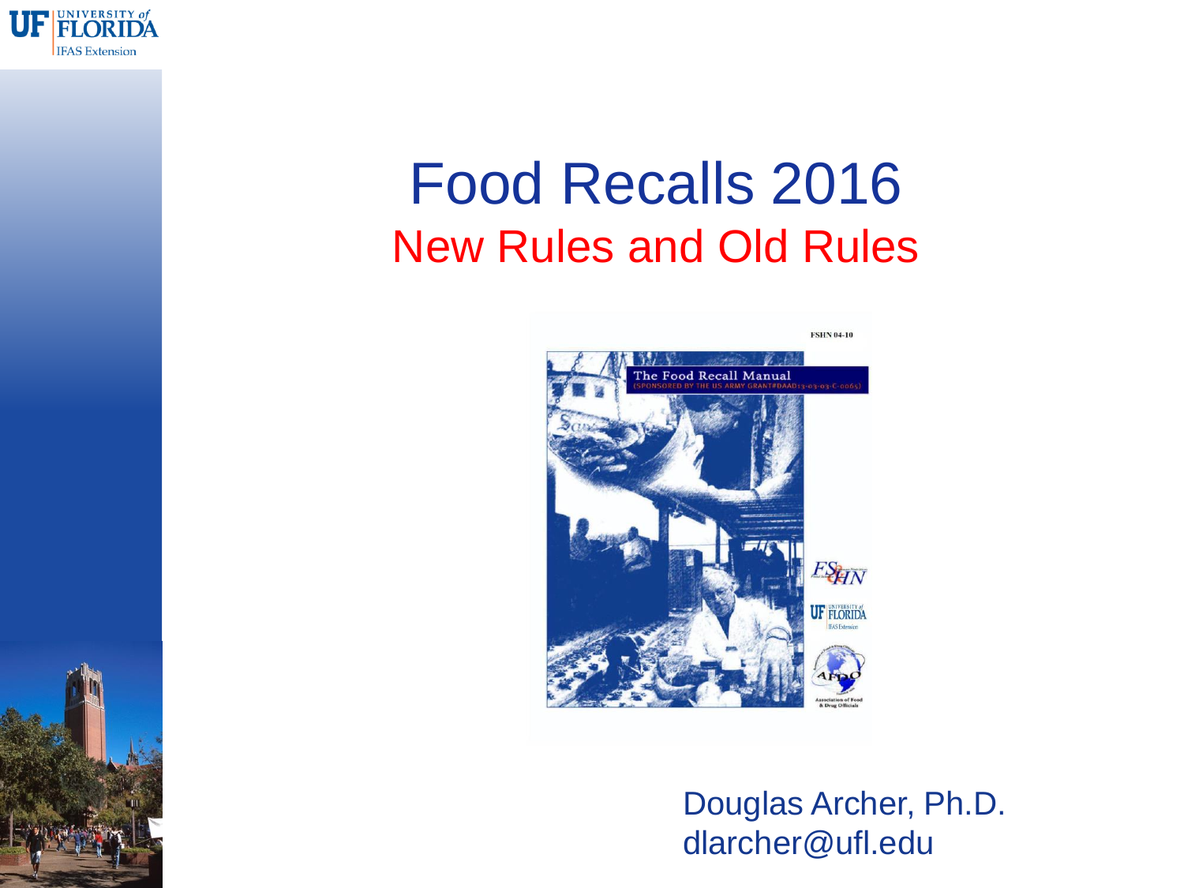# Food Recalls 2016

## New Rules and Old Rules

Douglas Archer, Ph.D.
dlarcher@ufl.edu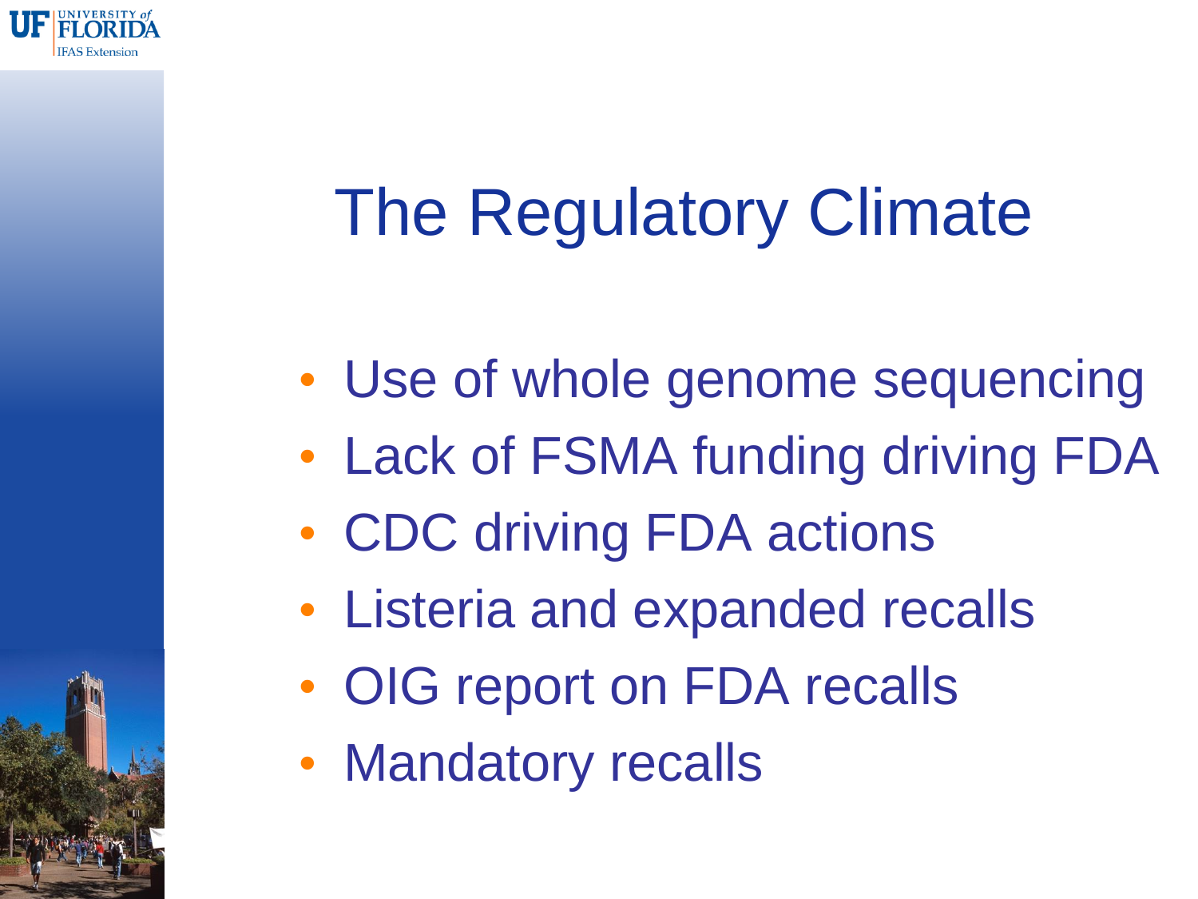# The Regulatory Climate

- Use of whole genome sequencing
- Lack of FSMA funding driving FDA
- CDC driving FDA actions
- Listeria and expanded recalls
- OIG report on FDA recalls
- Mandatory recalls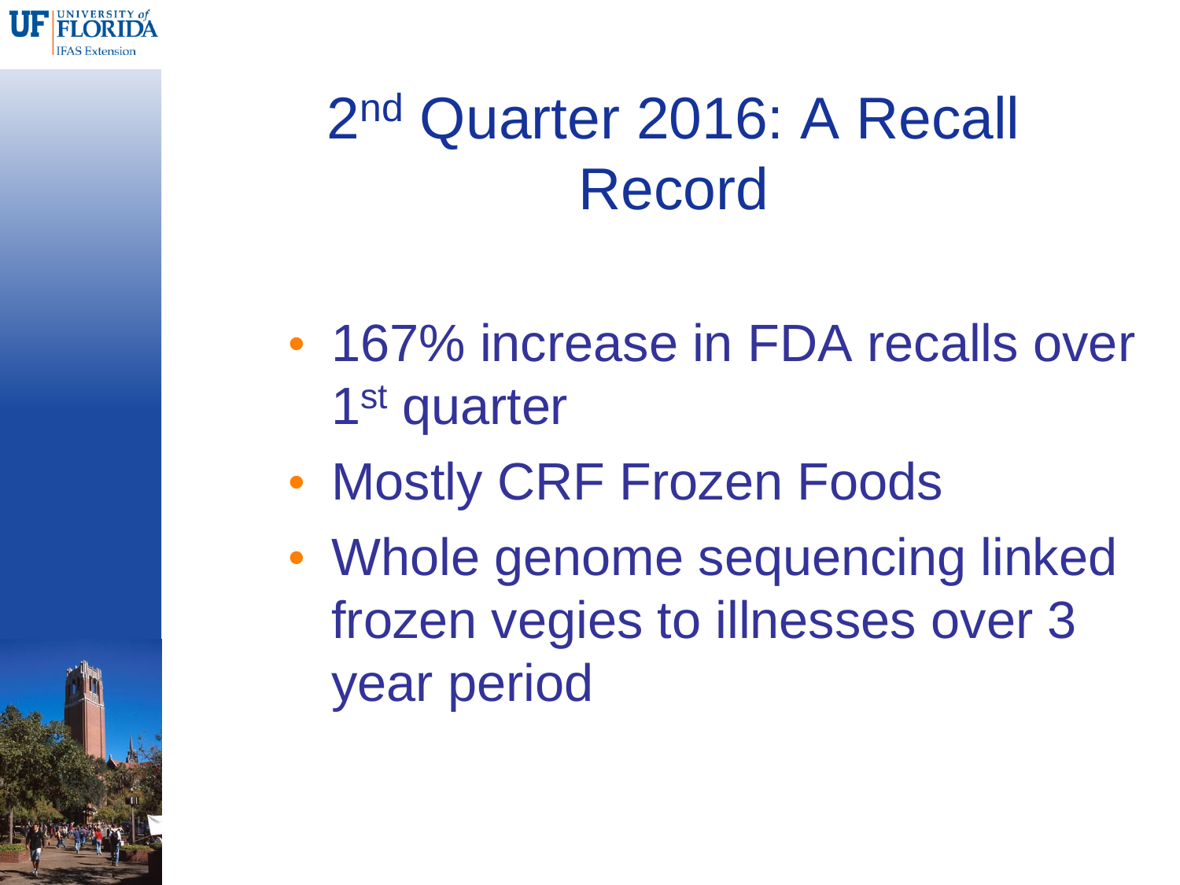# 2nd Quarter 2016: A Recall Record

- 167% increase in FDA recalls over 1st quarter
- Mostly CRF Frozen Foods
- Whole genome sequencing linked frozen vegies to illnesses over 3 year period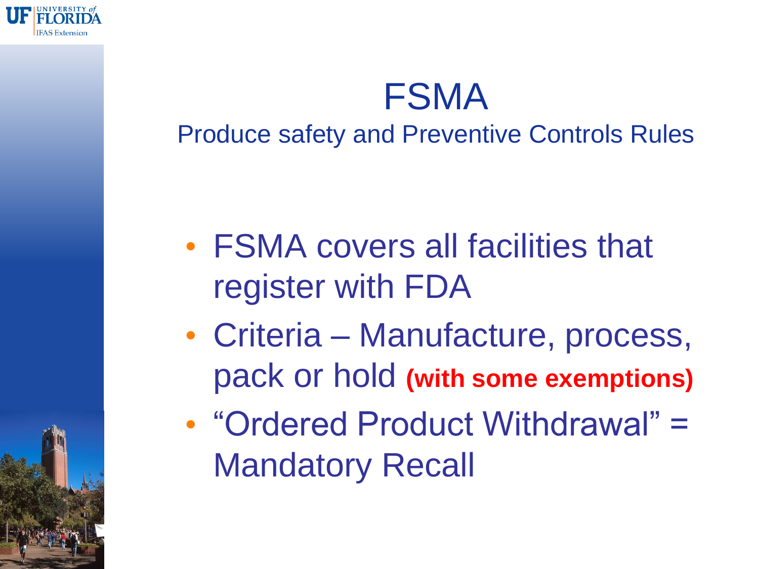# FSMA

## Produce safety and Preventive Controls Rules

- FSMA covers all facilities that register with FDA
- Criteria – Manufacture, process, pack or hold **(with some exemptions)**
- "Ordered Product Withdrawal" = Mandatory Recall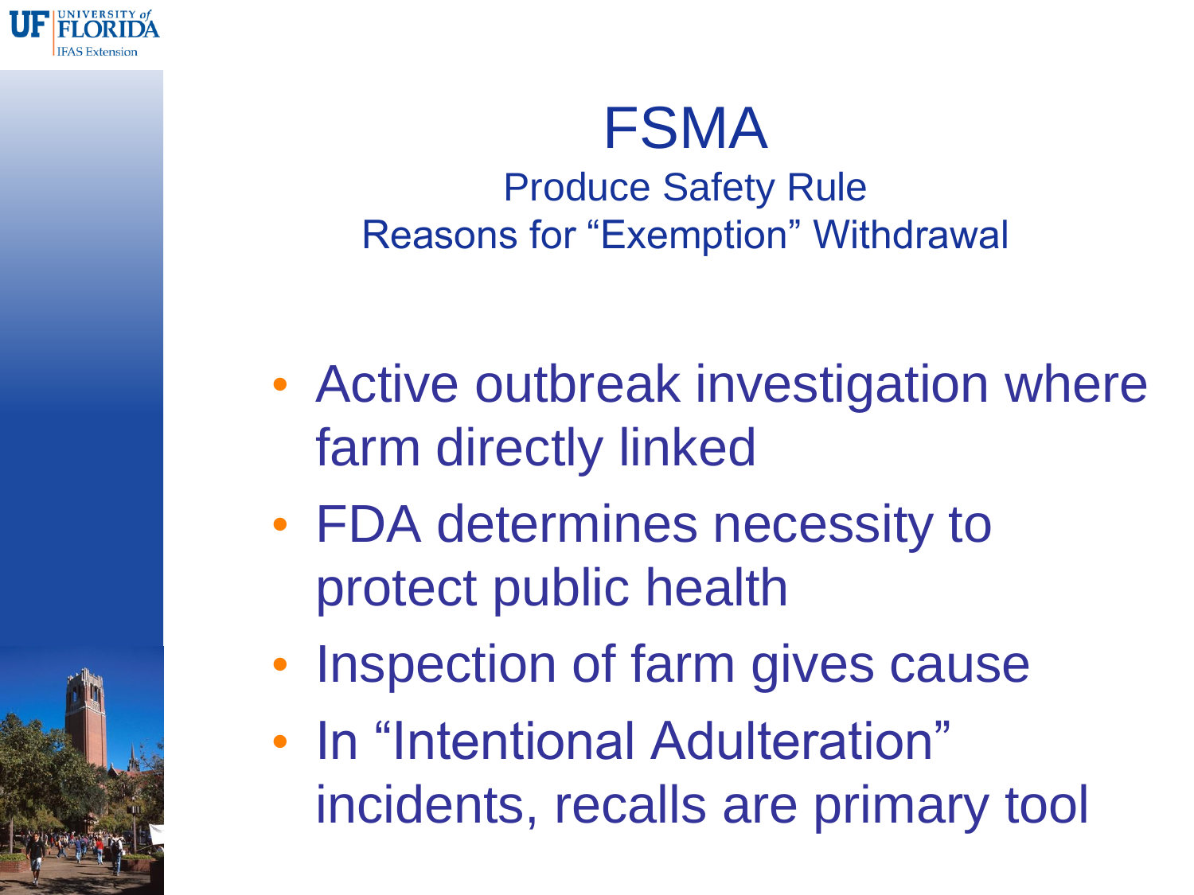# FSMA

## Produce Safety Rule
## Reasons for "Exemption" Withdrawal

- Active outbreak investigation where farm directly linked
- FDA determines necessity to protect public health
- Inspection of farm gives cause
- In "Intentional Adulteration" incidents, recalls are primary tool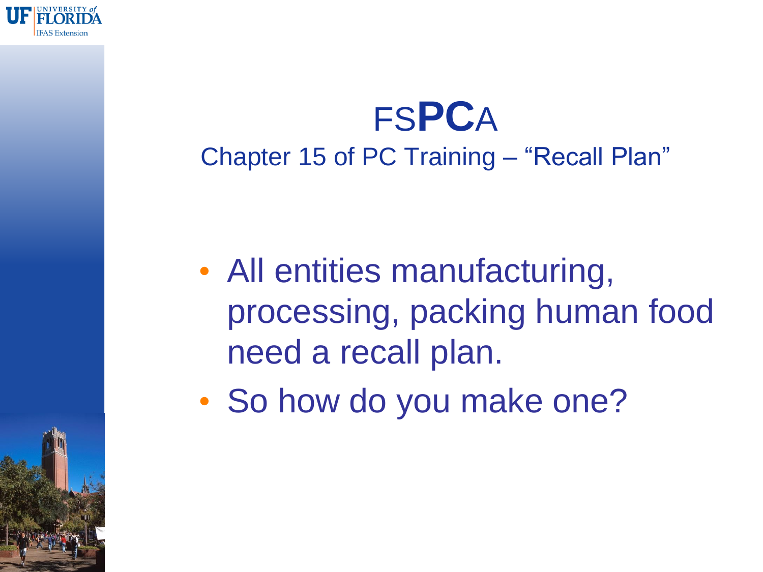# FS**PC**A

## Chapter 15 of PC Training – "Recall Plan"

- All entities manufacturing, processing, packing human food need a recall plan.
- So how do you make one?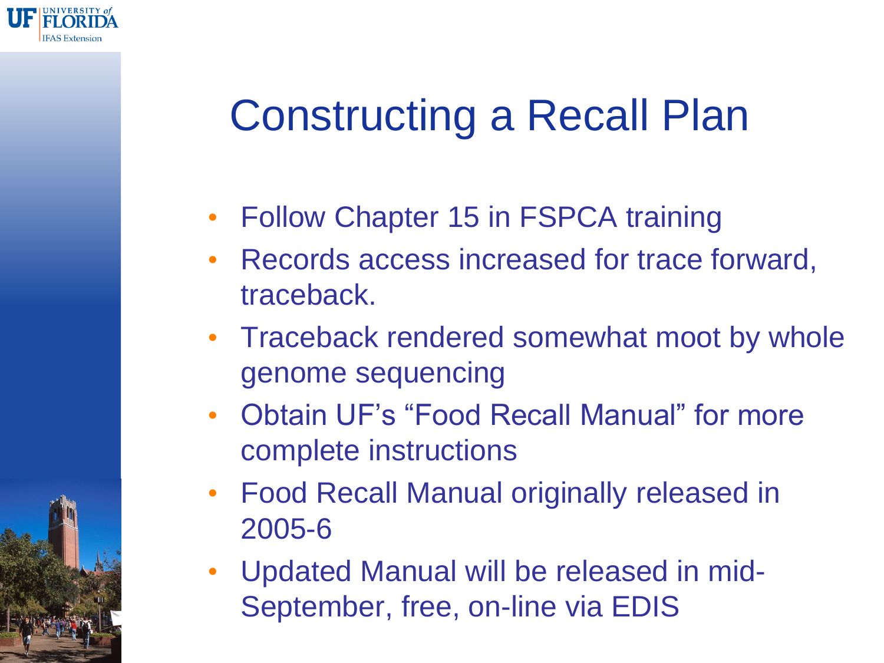# Constructing a Recall Plan

- Follow Chapter 15 in FSPCA training
- Records access increased for trace forward, traceback.
- Traceback rendered somewhat moot by whole genome sequencing
- Obtain UF's "Food Recall Manual" for more complete instructions
- Food Recall Manual originally released in 2005-6
- Updated Manual will be released in mid-September, free, on-line via EDIS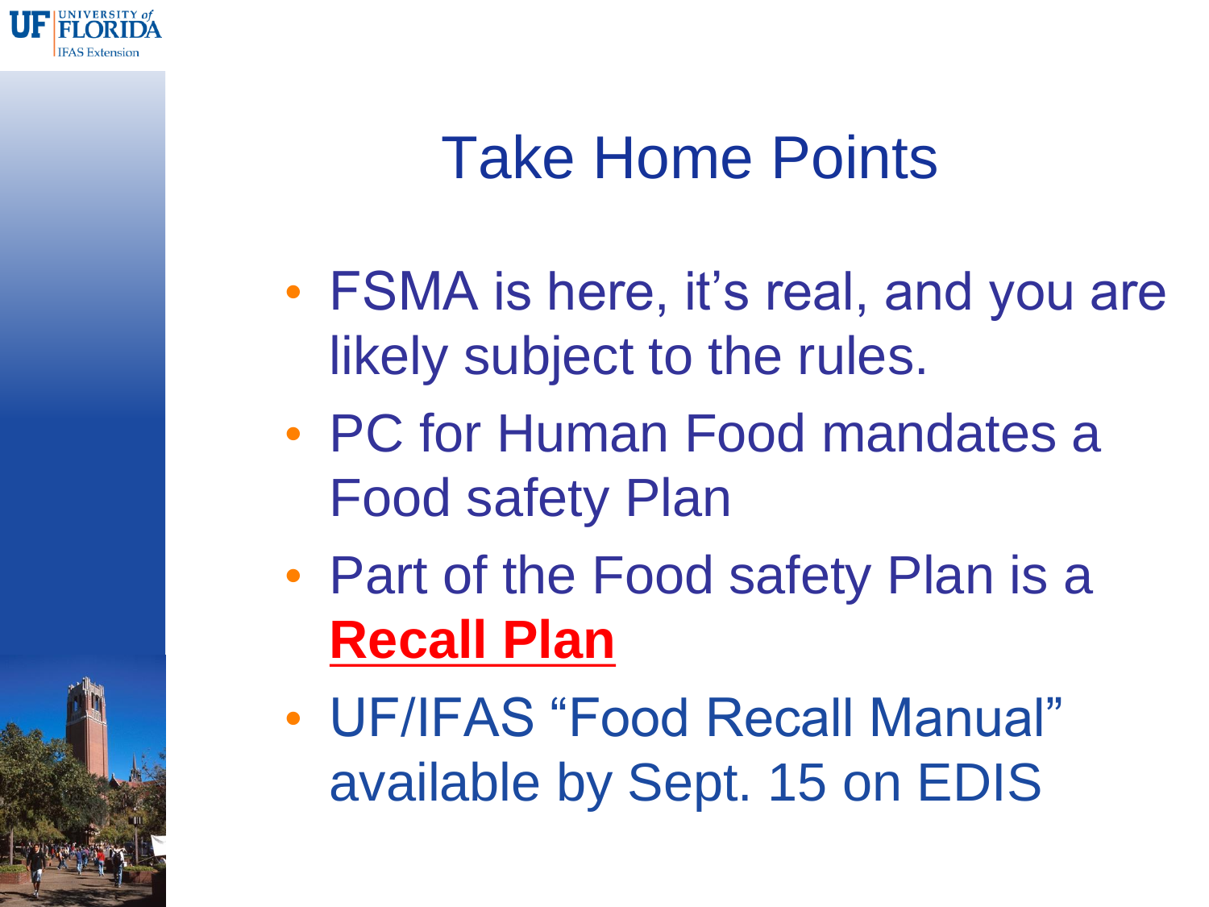# Take Home Points

- FSMA is here, it's real, and you are likely subject to the rules.
- PC for Human Food mandates a Food safety Plan
- Part of the Food safety Plan is a **Recall Plan**
- UF/IFAS "Food Recall Manual" available by Sept. 15 on EDIS